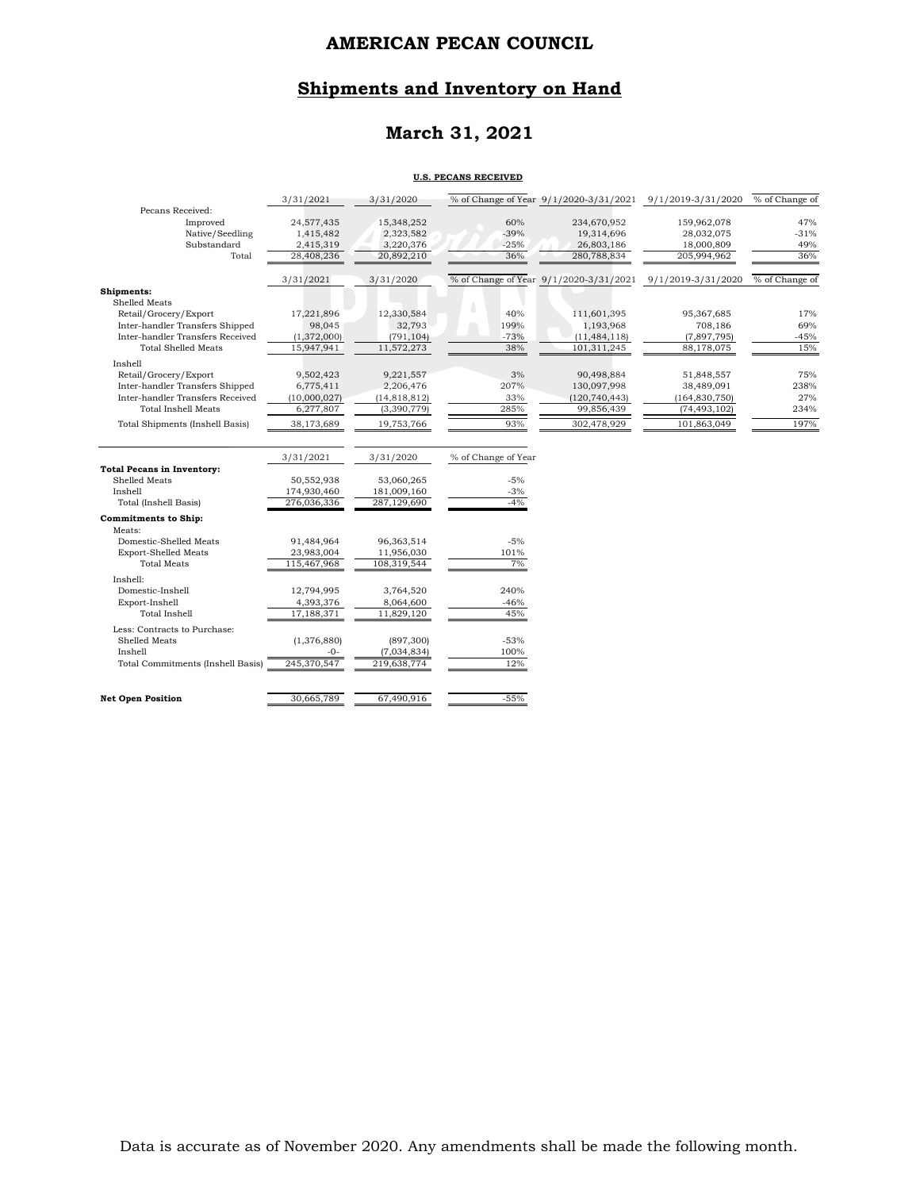# AMERICAN PECAN COUNCIL

## Shipments and Inventory on Hand

## March 31, 2021

**U.S. PECANS RECEIVED**

| | 3/31/2021 | 3/31/2020 | % of Change of Year | 9/1/2020-3/31/2021 | 9/1/2019-3/31/2020 | % of Change of |
|---|---|---|---|---|---|---|
| Pecans Received: | | | | | | |
| Improved | 24,577,435 | 15,348,252 | 60% | 234,670,952 | 159,962,078 | 47% |
| Native/Seedling | 1,415,482 | 2,323,582 | -39% | 19,314,696 | 28,032,075 | -31% |
| Substandard | 2,415,319 | 3,220,376 | -25% | 26,803,186 | 18,000,809 | 49% |
| Total | 28,408,236 | 20,892,210 | 36% | 280,788,834 | 205,994,962 | 36% |

| | 3/31/2021 | 3/31/2020 | % of Change of Year | 9/1/2020-3/31/2021 | 9/1/2019-3/31/2020 | % of Change of |
|---|---|---|---|---|---|---|
| **Shipments:** | | | | | | |
| Shelled Meats | | | | | | |
| Retail/Grocery/Export | 17,221,896 | 12,330,584 | 40% | 111,601,395 | 95,367,685 | 17% |
| Inter-handler Transfers Shipped | 98,045 | 32,793 | 199% | 1,193,968 | 708,186 | 69% |
| Inter-handler Transfers Received | (1,372,000) | (791,104) | -73% | (11,484,118) | (7,897,795) | -45% |
| Total Shelled Meats | 15,947,941 | 11,572,273 | 38% | 101,311,245 | 88,178,075 | 15% |
| Inshell | | | | | | |
| Retail/Grocery/Export | 9,502,423 | 9,221,557 | 3% | 90,498,884 | 51,848,557 | 75% |
| Inter-handler Transfers Shipped | 6,775,411 | 2,206,476 | 207% | 130,097,998 | 38,489,091 | 238% |
| Inter-handler Transfers Received | (10,000,027) | (14,818,812) | 33% | (120,740,443) | (164,830,750) | 27% |
| Total Inshell Meats | 6,277,807 | (3,390,779) | 285% | 99,856,439 | (74,493,102) | 234% |
| Total Shipments (Inshell Basis) | 38,173,689 | 19,753,766 | 93% | 302,478,929 | 101,863,049 | 197% |

| | 3/31/2021 | 3/31/2020 | % of Change of Year |
|---|---|---|---|
| **Total Pecans in Inventory:** | | | |
| Shelled Meats | 50,552,938 | 53,060,265 | -5% |
| Inshell | 174,930,460 | 181,009,160 | -3% |
| Total (Inshell Basis) | 276,036,336 | 287,129,690 | -4% |
| **Commitments to Ship:** | | | |
| Meats: | | | |
| Domestic-Shelled Meats | 91,484,964 | 96,363,514 | -5% |
| Export-Shelled Meats | 23,983,004 | 11,956,030 | 101% |
| Total Meats | 115,467,968 | 108,319,544 | 7% |
| Inshell: | | | |
| Domestic-Inshell | 12,794,995 | 3,764,520 | 240% |
| Export-Inshell | 4,393,376 | 8,064,600 | -46% |
| Total Inshell | 17,188,371 | 11,829,120 | 45% |
| Less: Contracts to Purchase: | | | |
| Shelled Meats | (1,376,880) | (897,300) | -53% |
| Inshell | -0- | (7,034,834) | 100% |
| Total Commitments (Inshell Basis) | 245,370,547 | 219,638,774 | 12% |
| **Net Open Position** | 30,665,789 | 67,490,916 | -55% |

Data is accurate as of November 2020. Any amendments shall be made the following month.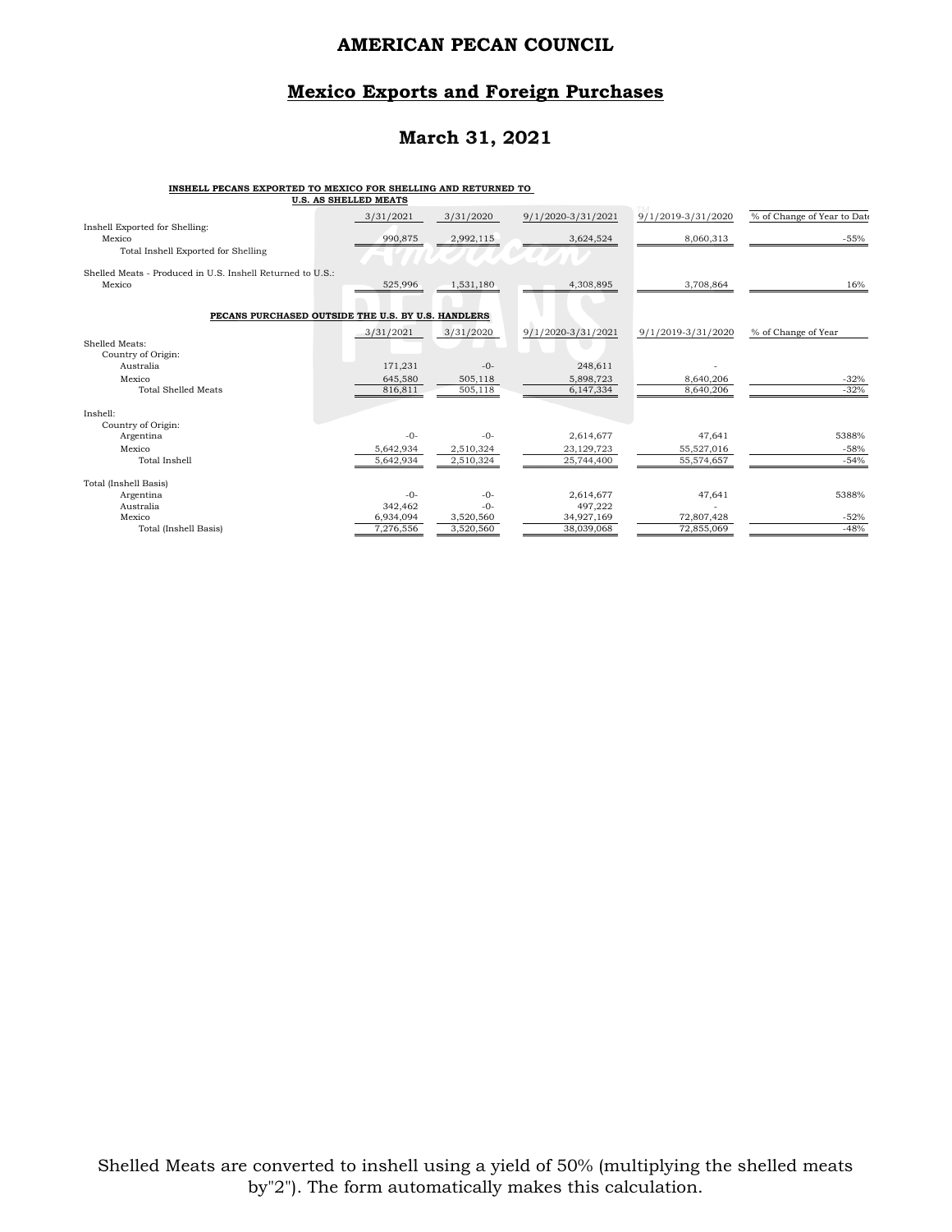# AMERICAN PECAN COUNCIL

## Mexico Exports and Foreign Purchases

## March 31, 2021

**INSHELL PECANS EXPORTED TO MEXICO FOR SHELLING AND RETURNED TO U.S. AS SHELLED MEATS**

| | 3/31/2021 | 3/31/2020 | 9/1/2020-3/31/2021 | 9/1/2019-3/31/2020 | % of Change of Year to Date |
|---|---|---|---|---|---|
| Inshell Exported for Shelling: | | | | | |
| Mexico | 990,875 | 2,992,115 | 3,624,524 | 8,060,313 | -55% |
| Total Inshell Exported for Shelling | | | | | |
| Shelled Meats - Produced in U.S. Inshell Returned to U.S.: | | | | | |
| Mexico | 525,996 | 1,531,180 | 4,308,895 | 3,708,864 | 16% |

**PECANS PURCHASED OUTSIDE THE U.S. BY U.S. HANDLERS**

| | 3/31/2021 | 3/31/2020 | 9/1/2020-3/31/2021 | 9/1/2019-3/31/2020 | % of Change of Year |
|---|---|---|---|---|---|
| Shelled Meats: | | | | | |
| Country of Origin: | | | | | |
| Australia | 171,231 | -0- | 248,611 | - | |
| Mexico | 645,580 | 505,118 | 5,898,723 | 8,640,206 | -32% |
| Total Shelled Meats | 816,811 | 505,118 | 6,147,334 | 8,640,206 | -32% |
| Inshell: | | | | | |
| Country of Origin: | | | | | |
| Argentina | -0- | -0- | 2,614,677 | 47,641 | 5388% |
| Mexico | 5,642,934 | 2,510,324 | 23,129,723 | 55,527,016 | -58% |
| Total Inshell | 5,642,934 | 2,510,324 | 25,744,400 | 55,574,657 | -54% |
| Total (Inshell Basis) | | | | | |
| Argentina | -0- | -0- | 2,614,677 | 47,641 | 5388% |
| Australia | 342,462 | -0- | 497,222 | - | |
| Mexico | 6,934,094 | 3,520,560 | 34,927,169 | 72,807,428 | -52% |
| Total (Inshell Basis) | 7,276,556 | 3,520,560 | 38,039,068 | 72,855,069 | -48% |

Shelled Meats are converted to inshell using a yield of 50% (multiplying the shelled meats by"2"). The form automatically makes this calculation.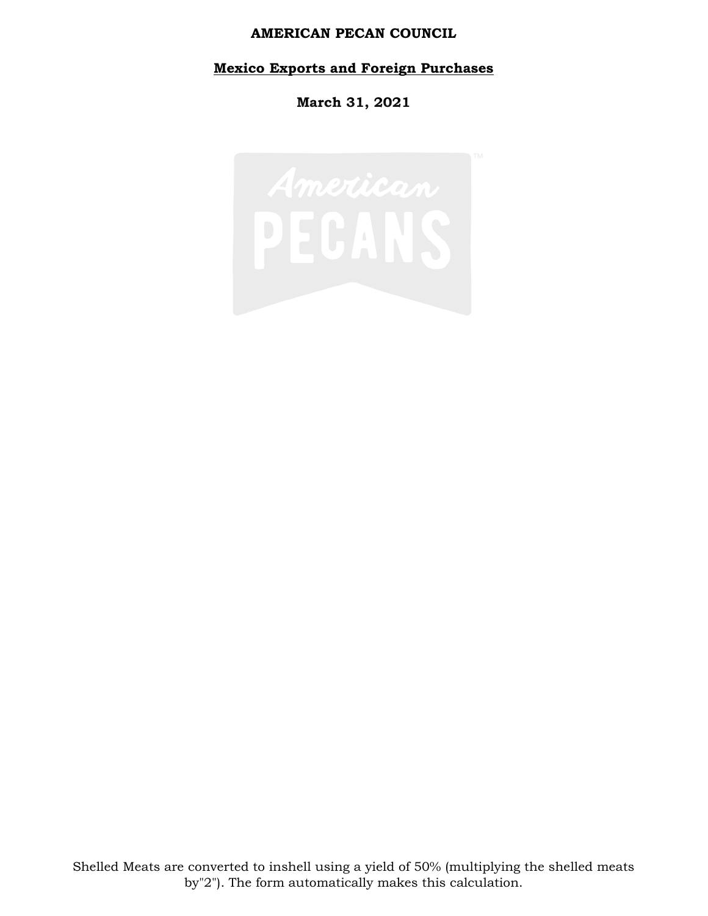**AMERICAN PECAN COUNCIL**

**Mexico Exports and Foreign Purchases**

**March 31, 2021**

Shelled Meats are converted to inshell using a yield of 50% (multiplying the shelled meats by"2"). The form automatically makes this calculation.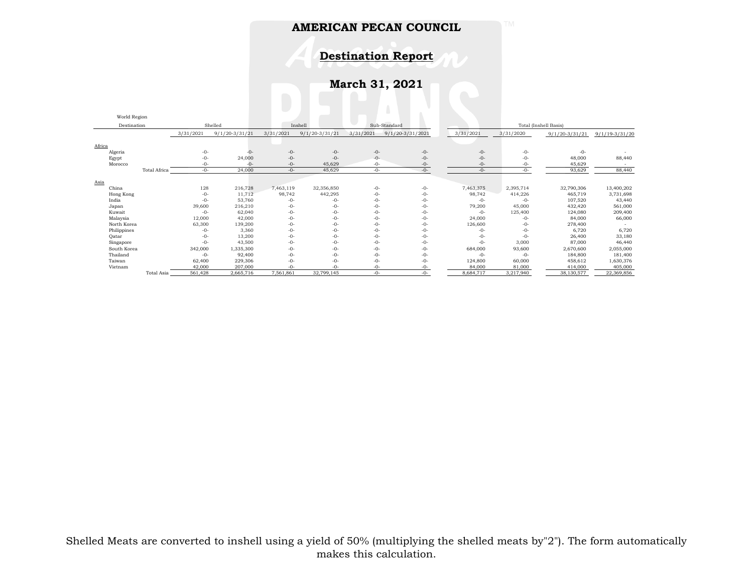# AMERICAN PECAN COUNCIL

## Destination Report

### March 31, 2021

| World Region Destination | Shelled | | Inshell | | Sub-Standard | | Total (Inshell Basis) | | | |
|---|---|---|---|---|---|---|---|---|---|---|
| | 3/31/2021 | 9/1/20-3/31/21 | 3/31/2021 | 9/1/20-3/31/21 | 3/31/2021 | 9/1/20-3/31/2021 | 3/31/2021 | 3/31/2020 | 9/1/20-3/31/21 | 9/1/19-3/31/20 |
| **Africa** | | | | | | | | | | |
| Algeria | -0- | -0- | -0- | -0- | -0- | -0- | -0- | -0- | -0- | - |
| Egypt | -0- | 24,000 | -0- | -0- | -0- | -0- | -0- | -0- | 48,000 | 88,440 |
| Morocco | -0- | -0- | -0- | 45,629 | -0- | -0- | -0- | -0- | 45,629 | - |
| Total Africa | -0- | 24,000 | -0- | 45,629 | -0- | -0- | -0- | -0- | 93,629 | 88,440 |
| **Asia** | | | | | | | | | | |
| China | 128 | 216,728 | 7,463,119 | 32,356,850 | -0- | -0- | 7,463,375 | 2,395,714 | 32,790,306 | 13,400,202 |
| Hong Kong | -0- | 11,712 | 98,742 | 442,295 | -0- | -0- | 98,742 | 414,226 | 465,719 | 3,731,698 |
| India | -0- | 53,760 | -0- | -0- | -0- | -0- | -0- | -0- | 107,520 | 43,440 |
| Japan | 39,600 | 216,210 | -0- | -0- | -0- | -0- | 79,200 | 45,000 | 432,420 | 561,000 |
| Kuwait | -0- | 62,040 | -0- | -0- | -0- | -0- | -0- | 125,400 | 124,080 | 209,400 |
| Malaysia | 12,000 | 42,000 | -0- | -0- | -0- | -0- | 24,000 | -0- | 84,000 | 66,000 |
| North Korea | 63,300 | 139,200 | -0- | -0- | -0- | -0- | 126,600 | -0- | 278,400 | - |
| Philippines | -0- | 3,360 | -0- | -0- | -0- | -0- | -0- | -0- | 6,720 | 6,720 |
| Qatar | -0- | 13,200 | -0- | -0- | -0- | -0- | -0- | -0- | 26,400 | 33,180 |
| Singapore | -0- | 43,500 | -0- | -0- | -0- | -0- | -0- | 3,000 | 87,000 | 46,440 |
| South Korea | 342,000 | 1,335,300 | -0- | -0- | -0- | -0- | 684,000 | 93,600 | 2,670,600 | 2,055,000 |
| Thailand | -0- | 92,400 | -0- | -0- | -0- | -0- | -0- | -0- | 184,800 | 181,400 |
| Taiwan | 62,400 | 229,306 | -0- | -0- | -0- | -0- | 124,800 | 60,000 | 458,612 | 1,630,376 |
| Vietnam | 42,000 | 207,000 | -0- | -0- | -0- | -0- | 84,000 | 81,000 | 414,000 | 405,000 |
| Total Asia | 561,428 | 2,665,716 | 7,561,861 | 32,799,145 | -0- | -0- | 8,684,717 | 3,217,940 | 38,130,577 | 22,369,856 |

Shelled Meats are converted to inshell using a yield of 50% (multiplying the shelled meats by"2"). The form automatically makes this calculation.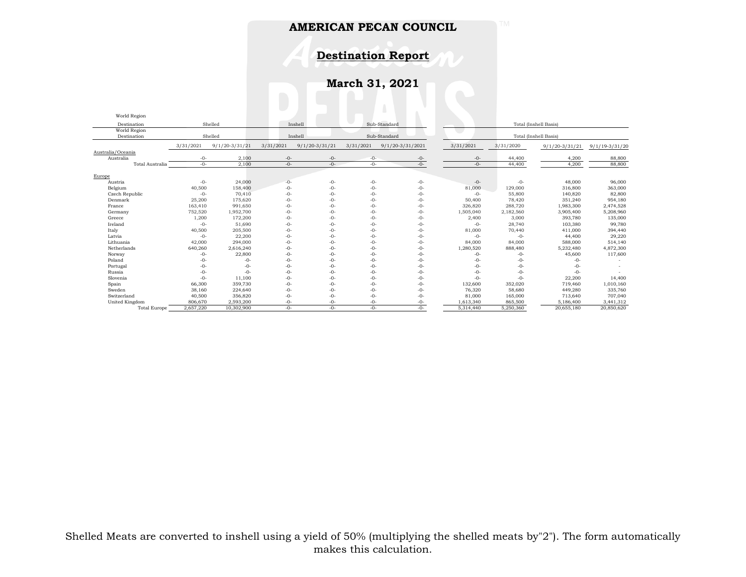# AMERICAN PECAN COUNCIL

## Destination Report

## March 31, 2021

| World Region Destination | Shelled | | Inshell | | Sub-Standard | | Total (Inshell Basis) | | | |
|---|---|---|---|---|---|---|---|---|---|---|
| | 3/31/2021 | 9/1/20-3/31/21 | 3/31/2021 | 9/1/20-3/31/21 | 3/31/2021 | 9/1/20-3/31/2021 | 3/31/2021 | 3/31/2020 | 9/1/20-3/31/21 | 9/1/19-3/31/20 |
| **Australia/Oceania** | | | | | | | | | | |
| Australia | -0- | 2,100 | -0- | -0- | -0- | -0- | -0- | 44,400 | 4,200 | 88,800 |
| Total Australia | -0- | 2,100 | -0- | -0- | -0- | -0- | -0- | 44,400 | 4,200 | 88,800 |
| **Europe** | | | | | | | | | | |
| Austria | -0- | 24,000 | -0- | -0- | -0- | -0- | -0- | -0- | 48,000 | 96,000 |
| Belgium | 40,500 | 158,400 | -0- | -0- | -0- | -0- | 81,000 | 129,000 | 316,800 | 363,000 |
| Czech Republic | -0- | 70,410 | -0- | -0- | -0- | -0- | -0- | 55,800 | 140,820 | 82,800 |
| Denmark | 25,200 | 175,620 | -0- | -0- | -0- | -0- | 50,400 | 78,420 | 351,240 | 954,180 |
| France | 163,410 | 991,650 | -0- | -0- | -0- | -0- | 326,820 | 288,720 | 1,983,300 | 2,474,528 |
| Germany | 752,520 | 1,952,700 | -0- | -0- | -0- | -0- | 1,505,040 | 2,182,560 | 3,905,400 | 5,208,960 |
| Greece | 1,200 | 172,200 | -0- | -0- | -0- | -0- | 2,400 | 3,000 | 393,780 | 135,000 |
| Ireland | -0- | 51,690 | -0- | -0- | -0- | -0- | -0- | 28,740 | 103,380 | 99,780 |
| Italy | 40,500 | 205,500 | -0- | -0- | -0- | -0- | 81,000 | 70,440 | 411,000 | 394,440 |
| Latvia | -0- | 22,200 | -0- | -0- | -0- | -0- | -0- | -0- | 44,400 | 29,220 |
| Lithuania | 42,000 | 294,000 | -0- | -0- | -0- | -0- | 84,000 | 84,000 | 588,000 | 514,140 |
| Netherlands | 640,260 | 2,616,240 | -0- | -0- | -0- | -0- | 1,280,520 | 888,480 | 5,232,480 | 4,872,300 |
| Norway | -0- | 22,800 | -0- | -0- | -0- | -0- | -0- | -0- | 45,600 | 117,600 |
| Poland | -0- | -0- | -0- | -0- | -0- | -0- | -0- | -0- | -0- | - |
| Portugal | -0- | -0- | -0- | -0- | -0- | -0- | -0- | -0- | -0- | - |
| Russia | -0- | -0- | -0- | -0- | -0- | -0- | -0- | -0- | -0- | - |
| Slovenia | -0- | 11,100 | -0- | -0- | -0- | -0- | -0- | -0- | 22,200 | 14,400 |
| Spain | 66,300 | 359,730 | -0- | -0- | -0- | -0- | 132,600 | 352,020 | 719,460 | 1,010,160 |
| Sweden | 38,160 | 224,640 | -0- | -0- | -0- | -0- | 76,320 | 58,680 | 449,280 | 335,760 |
| Switzerland | 40,500 | 356,820 | -0- | -0- | -0- | -0- | 81,000 | 165,000 | 713,640 | 707,040 |
| United Kingdom | 806,670 | 2,593,200 | -0- | -0- | -0- | -0- | 1,613,340 | 865,500 | 5,186,400 | 3,441,312 |
| Total Europe | 2,657,220 | 10,302,900 | -0- | -0- | -0- | -0- | 5,314,440 | 5,250,360 | 20,655,180 | 20,850,620 |

Shelled Meats are converted to inshell using a yield of 50% (multiplying the shelled meats by"2"). The form automatically makes this calculation.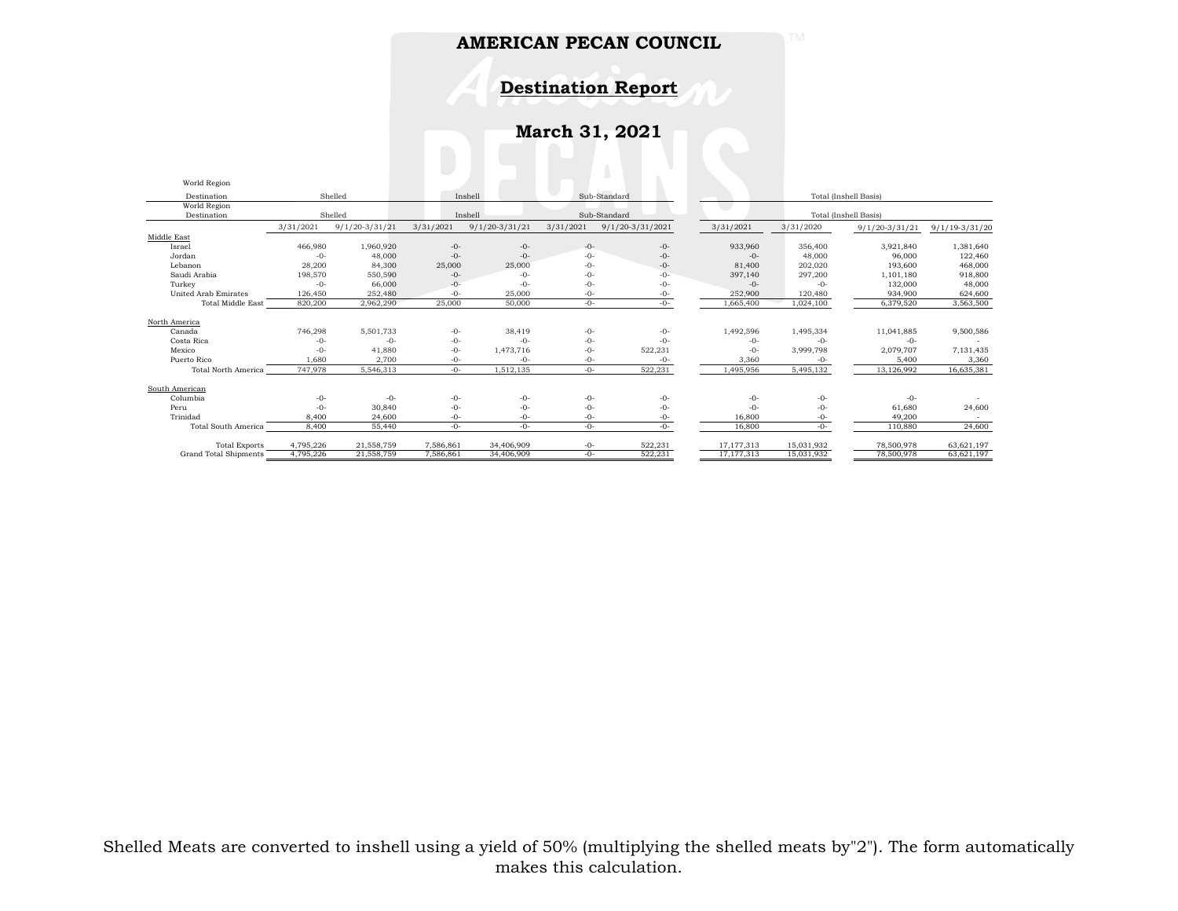# AMERICAN PECAN COUNCIL

## Destination Report

## March 31, 2021

| World Region Destination | Shelled | | Inshell | | Sub-Standard | | Total (Inshell Basis) | | | |
|---|---|---|---|---|---|---|---|---|---|---|
| | 3/31/2021 | 9/1/20-3/31/21 | 3/31/2021 | 9/1/20-3/31/21 | 3/31/2021 | 9/1/20-3/31/2021 | 3/31/2021 | 3/31/2020 | 9/1/20-3/31/21 | 9/1/19-3/31/20 |
| Middle East | | | | | | | | | | |
| Israel | 466,980 | 1,960,920 | -0- | -0- | -0- | -0- | 933,960 | 356,400 | 3,921,840 | 1,381,640 |
| Jordan | -0- | 48,000 | -0- | -0- | -0- | -0- | -0- | 48,000 | 96,000 | 122,460 |
| Lebanon | 28,200 | 84,300 | 25,000 | 25,000 | -0- | -0- | 81,400 | 202,020 | 193,600 | 468,000 |
| Saudi Arabia | 198,570 | 550,590 | -0- | -0- | -0- | -0- | 397,140 | 297,200 | 1,101,180 | 918,800 |
| Turkey | -0- | 66,000 | -0- | -0- | -0- | -0- | -0- | -0- | 132,000 | 48,000 |
| United Arab Emirates | 126,450 | 252,480 | -0- | 25,000 | -0- | -0- | 252,900 | 120,480 | 934,900 | 624,600 |
| Total Middle East | 820,200 | 2,962,290 | 25,000 | 50,000 | -0- | -0- | 1,665,400 | 1,024,100 | 6,379,520 | 3,563,500 |
| North America | | | | | | | | | | |
| Canada | 746,298 | 5,501,733 | -0- | 38,419 | -0- | -0- | 1,492,596 | 1,495,334 | 11,041,885 | 9,500,586 |
| Costa Rica | -0- | -0- | -0- | -0- | -0- | -0- | -0- | -0- | -0- | - |
| Mexico | -0- | 41,880 | -0- | 1,473,716 | -0- | 522,231 | -0- | 3,999,798 | 2,079,707 | 7,131,435 |
| Puerto Rico | 1,680 | 2,700 | -0- | -0- | -0- | -0- | 3,360 | -0- | 5,400 | 3,360 |
| Total North America | 747,978 | 5,546,313 | -0- | 1,512,135 | -0- | 522,231 | 1,495,956 | 5,495,132 | 13,126,992 | 16,635,381 |
| South American | | | | | | | | | | |
| Columbia | -0- | -0- | -0- | -0- | -0- | -0- | -0- | -0- | -0- | - |
| Peru | -0- | 30,840 | -0- | -0- | -0- | -0- | -0- | -0- | 61,680 | 24,600 |
| Trinidad | 8,400 | 24,600 | -0- | -0- | -0- | -0- | 16,800 | -0- | 49,200 | - |
| Total South America | 8,400 | 55,440 | -0- | -0- | -0- | -0- | 16,800 | -0- | 110,880 | 24,600 |
| Total Exports | 4,795,226 | 21,558,759 | 7,586,861 | 34,406,909 | -0- | 522,231 | 17,177,313 | 15,031,932 | 78,500,978 | 63,621,197 |
| Grand Total Shipments | 4,795,226 | 21,558,759 | 7,586,861 | 34,406,909 | -0- | 522,231 | 17,177,313 | 15,031,932 | 78,500,978 | 63,621,197 |

Shelled Meats are converted to inshell using a yield of 50% (multiplying the shelled meats by"2"). The form automatically makes this calculation.